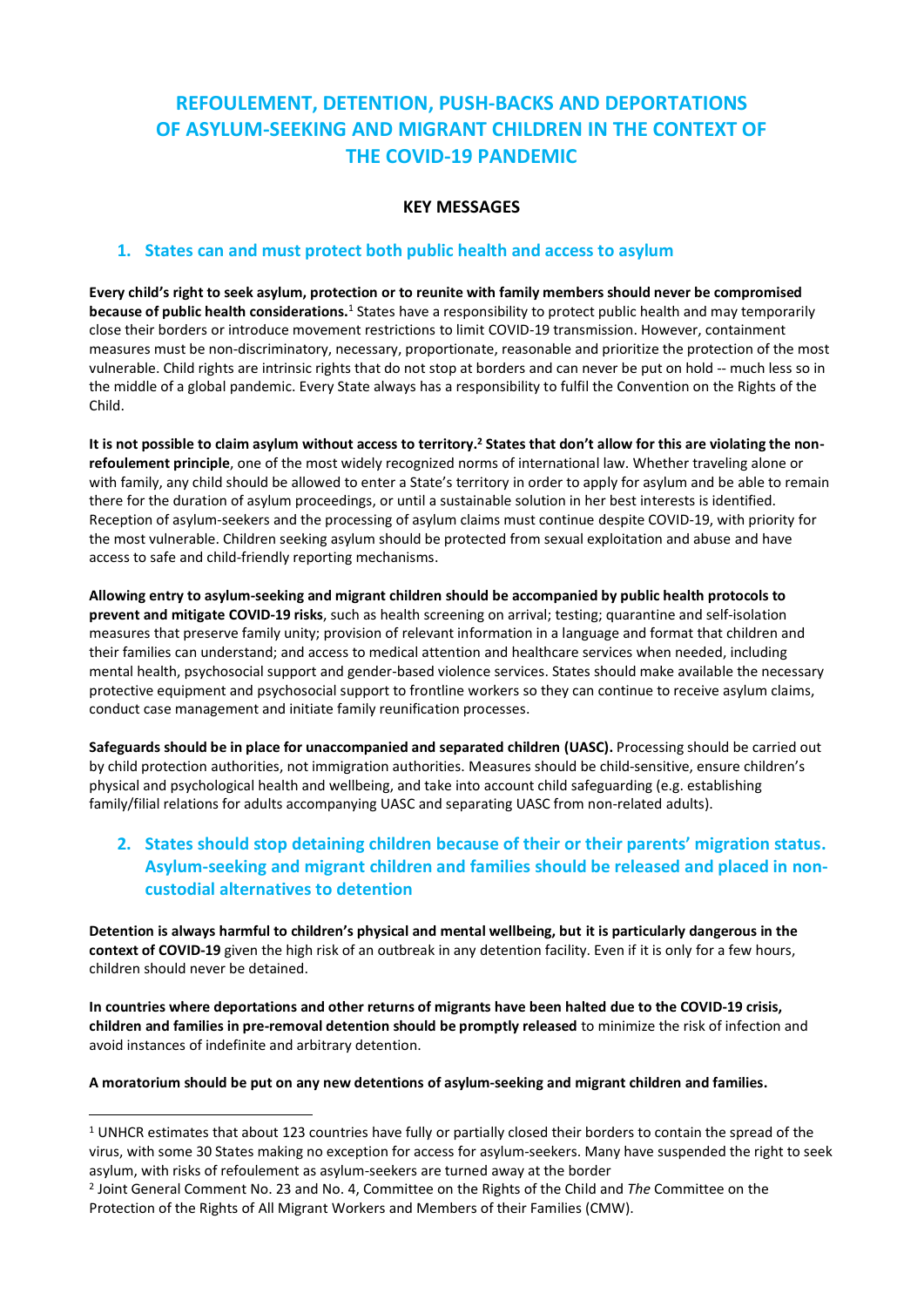# REFOULEMENT, DETENTION, PUSH-BACKS AND DEPORTATIONS OF ASYLUM-SEEKING AND MIGRANT CHILDREN IN THE CONTEXT OF THE COVID-19 PANDEMIC

## KEY MESSAGES

### 1. States can and must protect both public health and access to asylum

**Every child's right to seek asylum, protection or to reunite with family members should never be compromised because of public health considerations.**[1] States have a responsibility to protect public health and may temporarily close their borders or introduce movement restrictions to limit COVID-19 transmission. However, containment measures must be non-discriminatory, necessary, proportionate, reasonable and prioritize the protection of the most vulnerable. Child rights are intrinsic rights that do not stop at borders and can never be put on hold -- much less so in the middle of a global pandemic. Every State always has a responsibility to fulfil the Convention on the Rights of the Child.

**It is not possible to claim asylum without access to territory.[2] States that don't allow for this are violating the non-refoulement principle**, one of the most widely recognized norms of international law. Whether traveling alone or with family, any child should be allowed to enter a State's territory in order to apply for asylum and be able to remain there for the duration of asylum proceedings, or until a sustainable solution in her best interests is identified. Reception of asylum-seekers and the processing of asylum claims must continue despite COVID-19, with priority for the most vulnerable. Children seeking asylum should be protected from sexual exploitation and abuse and have access to safe and child-friendly reporting mechanisms.

**Allowing entry to asylum-seeking and migrant children should be accompanied by public health protocols to prevent and mitigate COVID-19 risks**, such as health screening on arrival; testing; quarantine and self-isolation measures that preserve family unity; provision of relevant information in a language and format that children and their families can understand; and access to medical attention and healthcare services when needed, including mental health, psychosocial support and gender-based violence services. States should make available the necessary protective equipment and psychosocial support to frontline workers so they can continue to receive asylum claims, conduct case management and initiate family reunification processes.

**Safeguards should be in place for unaccompanied and separated children (UASC).** Processing should be carried out by child protection authorities, not immigration authorities. Measures should be child-sensitive, ensure children's physical and psychological health and wellbeing, and take into account child safeguarding (e.g. establishing family/filial relations for adults accompanying UASC and separating UASC from non-related adults).

### 2. States should stop detaining children because of their or their parents' migration status. Asylum-seeking and migrant children and families should be released and placed in non-custodial alternatives to detention

**Detention is always harmful to children's physical and mental wellbeing, but it is particularly dangerous in the context of COVID-19** given the high risk of an outbreak in any detention facility. Even if it is only for a few hours, children should never be detained.

**In countries where deportations and other returns of migrants have been halted due to the COVID-19 crisis, children and families in pre-removal detention should be promptly released** to minimize the risk of infection and avoid instances of indefinite and arbitrary detention.

**A moratorium should be put on any new detentions of asylum-seeking and migrant children and families.**

---

[1] UNHCR estimates that about 123 countries have fully or partially closed their borders to contain the spread of the virus, with some 30 States making no exception for access for asylum-seekers. Many have suspended the right to seek asylum, with risks of refoulement as asylum-seekers are turned away at the border

[2] Joint General Comment No. 23 and No. 4, Committee on the Rights of the Child and *The* Committee on the Protection of the Rights of All Migrant Workers and Members of their Families (CMW).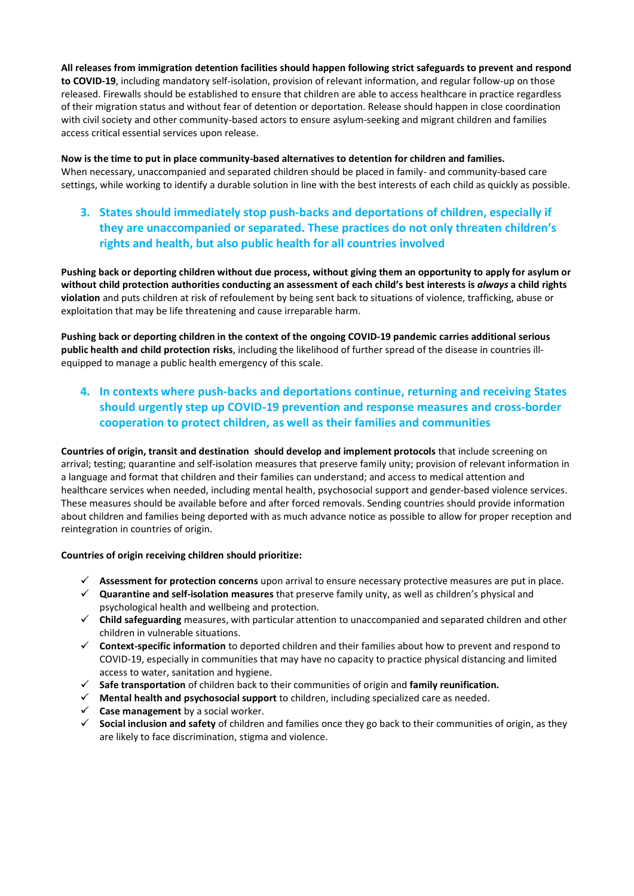**All releases from immigration detention facilities should happen following strict safeguards to prevent and respond to COVID-19**, including mandatory self-isolation, provision of relevant information, and regular follow-up on those released. Firewalls should be established to ensure that children are able to access healthcare in practice regardless of their migration status and without fear of detention or deportation. Release should happen in close coordination with civil society and other community-based actors to ensure asylum-seeking and migrant children and families access critical essential services upon release.

**Now is the time to put in place community-based alternatives to detention for children and families.** When necessary, unaccompanied and separated children should be placed in family- and community-based care settings, while working to identify a durable solution in line with the best interests of each child as quickly as possible.

## 3. States should immediately stop push-backs and deportations of children, especially if they are unaccompanied or separated. These practices do not only threaten children's rights and health, but also public health for all countries involved

**Pushing back or deporting children without due process, without giving them an opportunity to apply for asylum or without child protection authorities conducting an assessment of each child's best interests is *always* a child rights violation** and puts children at risk of refoulement by being sent back to situations of violence, trafficking, abuse or exploitation that may be life threatening and cause irreparable harm.

**Pushing back or deporting children in the context of the ongoing COVID-19 pandemic carries additional serious public health and child protection risks**, including the likelihood of further spread of the disease in countries ill-equipped to manage a public health emergency of this scale.

## 4. In contexts where push-backs and deportations continue, returning and receiving States should urgently step up COVID-19 prevention and response measures and cross-border cooperation to protect children, as well as their families and communities

**Countries of origin, transit and destination should develop and implement protocols** that include screening on arrival; testing; quarantine and self-isolation measures that preserve family unity; provision of relevant information in a language and format that children and their families can understand; and access to medical attention and healthcare services when needed, including mental health, psychosocial support and gender-based violence services. These measures should be available before and after forced removals. Sending countries should provide information about children and families being deported with as much advance notice as possible to allow for proper reception and reintegration in countries of origin.

**Countries of origin receiving children should prioritize:**

- ✓ **Assessment for protection concerns** upon arrival to ensure necessary protective measures are put in place.
- ✓ **Quarantine and self-isolation measures** that preserve family unity, as well as children's physical and psychological health and wellbeing and protection.
- ✓ **Child safeguarding** measures, with particular attention to unaccompanied and separated children and other children in vulnerable situations.
- ✓ **Context-specific information** to deported children and their families about how to prevent and respond to COVID-19, especially in communities that may have no capacity to practice physical distancing and limited access to water, sanitation and hygiene.
- ✓ **Safe transportation** of children back to their communities of origin and **family reunification.**
- ✓ **Mental health and psychosocial support** to children, including specialized care as needed.
- ✓ **Case management** by a social worker.
- ✓ **Social inclusion and safety** of children and families once they go back to their communities of origin, as they are likely to face discrimination, stigma and violence.